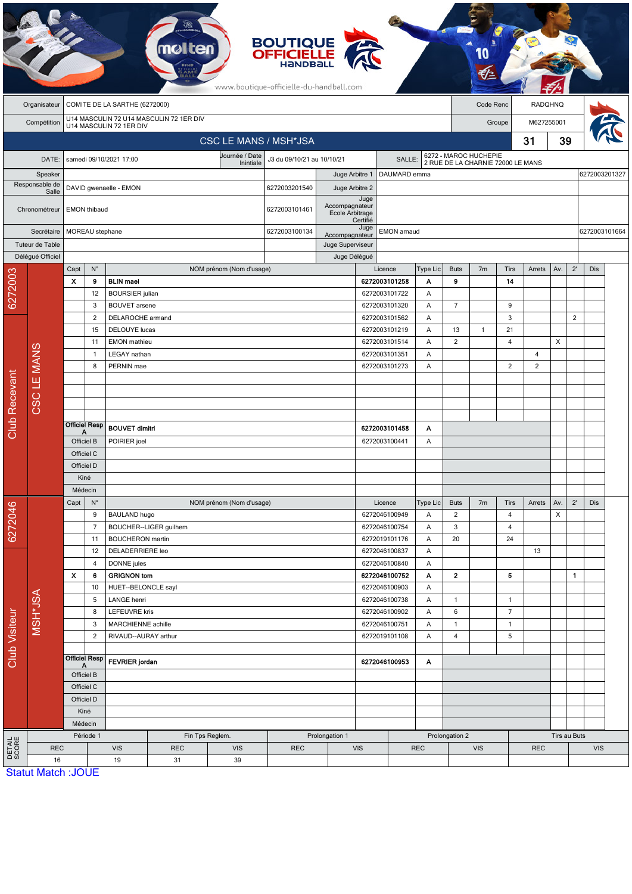BOUTIQUE OFFICIELLE HANDBALL

www.boutique-officielle-du-handball.com

| | | | |
|---|---|---|---|
| Organisateur | COMITE DE LA SARTHE (6272000) | Code Renc | RADQHNQ |
| Compétition | U14 MASCULIN 72 U14 MASCULIN 72 1ER DIV U14 MASCULIN 72 1ER DIV | Groupe | M627255001 |

## CSC LE MANS / MSH*JSA — 31 / 39

| | | | | | |
|---|---|---|---|---|---|
| DATE: | samedi 09/10/2021 17:00 | Journée / Date Initiale | J3 du 09/10/21 au 10/10/21 | SALLE: | 6272 - MAROC HUCHEPIE 2 RUE DE LA CHARNIE 72000 LE MANS |

| | | | | | |
|---|---|---|---|---|---|
| Speaker | | | Juge Arbitre 1 | DAUMARD emma | 6272003201327 |
| Responsable de Salle | DAVID gwenaelle - EMON | 6272003201540 | Juge Arbitre 2 | | |
| Chronométreur | EMON thibaud | 6272003101461 | Juge Accompagnateur Ecole Arbitrage Certifié | | |
| Secrétaire | MOREAU stephane | 6272003100134 | Juge Accompagnateur | EMON arnaud | 6272003101664 |
| Tuteur de Table | | | Juge Superviseur | | |
| Délégué Officiel | | | Juge Délégué | | |

### Club Recevant — 6272003 — CSC LE MANS

| Capt | N° | NOM prénom (Nom d'usage) | Licence | Type Lic | Buts | 7m | Tirs | Arrets | Av. | 2' | Dis |
|---|---|---|---|---|---|---|---|---|---|---|---|
| X | 9 | **BLIN mael** | **6272003101258** | **A** | **9** | | **14** | | | | |
| | 12 | BOURSIER julian | 6272003101722 | A | | | | | | | |
| | 3 | BOUVET arsene | 6272003101320 | A | 7 | | 9 | | | | |
| | 2 | DELAROCHE armand | 6272003101562 | A | | | 3 | | | 2 | |
| | 15 | DELOUYE lucas | 6272003101219 | A | 13 | 1 | 21 | | | | |
| | 11 | EMON mathieu | 6272003101514 | A | 2 | | 4 | | X | | |
| | 1 | LEGAY nathan | 6272003101351 | A | | | | 4 | | | |
| | 8 | PERNIN mae | 6272003101273 | A | | | 2 | 2 | | | |
| Officiel Resp A | | **BOUVET dimitri** | **6272003101458** | **A** | | | | | | | |
| Officiel B | | POIRIER joel | 6272003100441 | A | | | | | | | |
| Officiel C | | | | | | | | | | | |
| Officiel D | | | | | | | | | | | |
| Kiné | | | | | | | | | | | |
| Médecin | | | | | | | | | | | |

### Club Visiteur — 6272046 — MSH*JSA

| Capt | N° | NOM prénom (Nom d'usage) | Licence | Type Lic | Buts | 7m | Tirs | Arrets | Av. | 2' | Dis |
|---|---|---|---|---|---|---|---|---|---|---|---|
| | 9 | BAULAND hugo | 6272046100949 | A | 2 | | 4 | | X | | |
| | 7 | BOUCHER--LIGER guilhem | 6272046100754 | A | 3 | | 4 | | | | |
| | 11 | BOUCHERON martin | 6272019101176 | A | 20 | | 24 | | | | |
| | 12 | DELADERRIERE leo | 6272046100837 | A | | | | 13 | | | |
| | 4 | DONNE jules | 6272046100840 | A | | | | | | | |
| X | 6 | **GRIGNON tom** | **6272046100752** | **A** | **2** | | **5** | | | **1** | |
| | 10 | HUET--BELONCLE sayl | 6272046100903 | A | | | | | | | |
| | 5 | LANGE henri | 6272046100738 | A | 1 | | 1 | | | | |
| | 8 | LEFEUVRE kris | 6272046100902 | A | 6 | | 7 | | | | |
| | 3 | MARCHIENNE achille | 6272046100751 | A | 1 | | 1 | | | | |
| | 2 | RIVAUD--AURAY arthur | 6272019101108 | A | 4 | | 5 | | | | |
| Officiel Resp A | | **FEVRIER jordan** | **6272046100953** | **A** | | | | | | | |
| Officiel B | | | | | | | | | | | |
| Officiel C | | | | | | | | | | | |
| Officiel D | | | | | | | | | | | |
| Kiné | | | | | | | | | | | |
| Médecin | | | | | | | | | | | |

### DETAIL SCORE

| Période 1 | | Fin Tps Reglem. | | Prolongation 1 | | Prolongation 2 | | Tirs au Buts | |
|---|---|---|---|---|---|---|---|---|---|
| REC | VIS | REC | VIS | REC | VIS | REC | VIS | REC | VIS |
| 16 | 19 | 31 | 39 | | | | | | |

Statut Match :JOUE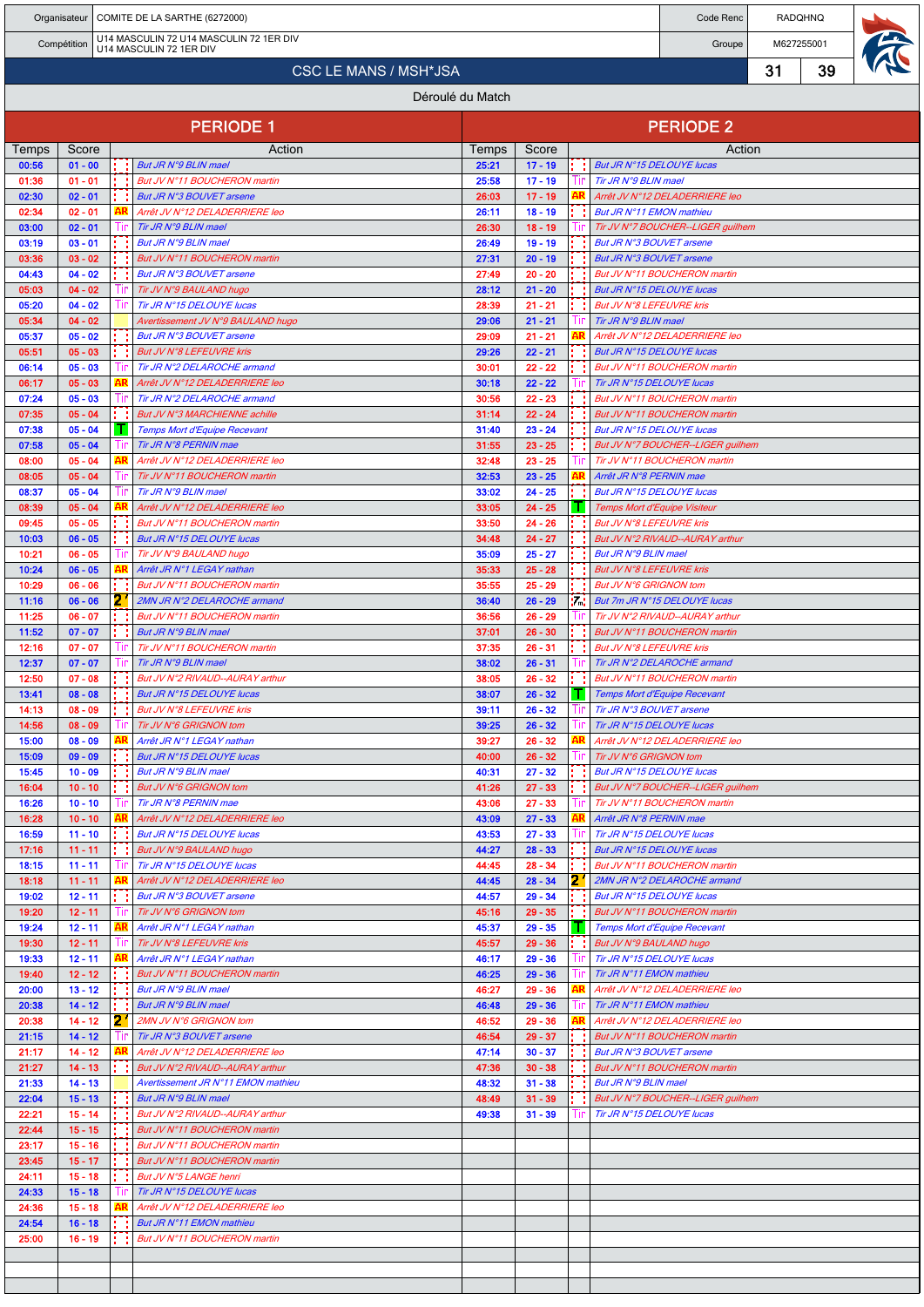| | | | |
|---|---|---|---|
| Organisateur | COMITE DE LA SARTHE (6272000) | Code Renc | RADQHNQ |
| Compétition | U14 MASCULIN 72 U14 MASCULIN 72 1ER DIV U14 MASCULIN 72 1ER DIV | Groupe | M627255001 |

## CSC LE MANS / MSH*JSA — 31 39

Déroulé du Match

| PERIODE 1 | | | | PERIODE 2 | | | |
|---|---|---|---|---|---|---|---|
| Temps | Score | | Action | Temps | Score | | Action |
| 00:56 | 01 - 00 | | But JR N°9 BLIN mael | 25:21 | 17 - 19 | | But JR N°15 DELOUYE lucas |
| 01:36 | 01 - 01 | | But JV N°11 BOUCHERON martin | 25:58 | 17 - 19 | Tir | Tir JR N°9 BLIN mael |
| 02:30 | 02 - 01 | | But JR N°3 BOUVET arsene | 26:03 | 17 - 19 | AR | Arrêt JV N°12 DELADERRIERE leo |
| 02:34 | 02 - 01 | AR | Arrêt JV N°12 DELADERRIERE leo | 26:11 | 18 - 19 | | But JR N°11 EMON mathieu |
| 03:00 | 02 - 01 | Tir | Tir JR N°9 BLIN mael | 26:30 | 18 - 19 | Tir | Tir JV N°7 BOUCHER--LIGER guilhem |
| 03:19 | 03 - 01 | | But JR N°9 BLIN mael | 26:49 | 19 - 19 | | But JR N°3 BOUVET arsene |
| 03:36 | 03 - 02 | | But JV N°11 BOUCHERON martin | 27:31 | 20 - 19 | | But JR N°3 BOUVET arsene |
| 04:43 | 04 - 02 | | But JR N°3 BOUVET arsene | 27:49 | 20 - 20 | | But JV N°11 BOUCHERON martin |
| 05:03 | 04 - 02 | Tir | Tir JV N°9 BAULAND hugo | 28:12 | 21 - 20 | | But JR N°15 DELOUYE lucas |
| 05:20 | 04 - 02 | Tir | Tir JR N°15 DELOUYE lucas | 28:39 | 21 - 21 | | But JV N°8 LEFEUVRE kris |
| 05:34 | 04 - 02 | | Avertissement JV N°9 BAULAND hugo | 29:06 | 21 - 21 | Tir | Tir JR N°9 BLIN mael |
| 05:37 | 05 - 02 | | But JR N°3 BOUVET arsene | 29:09 | 21 - 21 | AR | Arrêt JV N°12 DELADERRIERE leo |
| 05:51 | 05 - 03 | | But JV N°8 LEFEUVRE kris | 29:26 | 22 - 21 | | But JR N°15 DELOUYE lucas |
| 06:14 | 05 - 03 | Tir | Tir JR N°2 DELAROCHE armand | 30:01 | 22 - 22 | | But JV N°11 BOUCHERON martin |
| 06:17 | 05 - 03 | AR | Arrêt JV N°12 DELADERRIERE leo | 30:18 | 22 - 22 | Tir | Tir JR N°15 DELOUYE lucas |
| 07:24 | 05 - 03 | Tir | Tir JR N°2 DELAROCHE armand | 30:56 | 22 - 23 | | But JV N°11 BOUCHERON martin |
| 07:35 | 05 - 04 | | But JV N°3 MARCHIENNE achille | 31:14 | 22 - 24 | | But JV N°11 BOUCHERON martin |
| 07:38 | 05 - 04 | T | Temps Mort d'Equipe Recevant | 31:40 | 23 - 24 | | But JR N°15 DELOUYE lucas |
| 07:58 | 05 - 04 | Tir | Tir JR N°8 PERNIN mae | 31:55 | 23 - 25 | | But JV N°7 BOUCHER--LIGER guilhem |
| 08:00 | 05 - 04 | AR | Arrêt JV N°12 DELADERRIERE leo | 32:48 | 23 - 25 | Tir | Tir JV N°11 BOUCHERON martin |
| 08:05 | 05 - 04 | Tir | Tir JV N°11 BOUCHERON martin | 32:53 | 23 - 25 | AR | Arrêt JR N°8 PERNIN mae |
| 08:37 | 05 - 04 | Tir | Tir JR N°9 BLIN mael | 33:02 | 24 - 25 | | But JR N°15 DELOUYE lucas |
| 08:39 | 05 - 04 | AR | Arrêt JV N°12 DELADERRIERE leo | 33:05 | 24 - 25 | T | Temps Mort d'Equipe Visiteur |
| 09:45 | 05 - 05 | | But JV N°11 BOUCHERON martin | 33:50 | 24 - 26 | | But JV N°8 LEFEUVRE kris |
| 10:03 | 06 - 05 | | But JR N°15 DELOUYE lucas | 34:48 | 24 - 27 | | But JV N°2 RIVAUD--AURAY arthur |
| 10:21 | 06 - 05 | Tir | Tir JV N°9 BAULAND hugo | 35:09 | 25 - 27 | | But JR N°9 BLIN mael |
| 10:24 | 06 - 05 | AR | Arrêt JR N°1 LEGAY nathan | 35:33 | 25 - 28 | | But JV N°8 LEFEUVRE kris |
| 10:29 | 06 - 06 | | But JV N°11 BOUCHERON martin | 35:55 | 25 - 29 | | But JV N°6 GRIGNON tom |
| 11:16 | 06 - 06 | 2' | 2MN JR N°2 DELAROCHE armand | 36:40 | 26 - 29 | 7m | But 7m JR N°15 DELOUYE lucas |
| 11:25 | 06 - 07 | | But JV N°11 BOUCHERON martin | 36:56 | 26 - 29 | Tir | Tir JV N°2 RIVAUD--AURAY arthur |
| 11:52 | 07 - 07 | | But JR N°9 BLIN mael | 37:01 | 26 - 30 | | But JV N°11 BOUCHERON martin |
| 12:16 | 07 - 07 | Tir | Tir JV N°11 BOUCHERON martin | 37:35 | 26 - 31 | | But JV N°8 LEFEUVRE kris |
| 12:37 | 07 - 07 | Tir | Tir JR N°9 BLIN mael | 38:02 | 26 - 31 | Tir | Tir JR N°2 DELAROCHE armand |
| 12:50 | 07 - 08 | | But JV N°2 RIVAUD--AURAY arthur | 38:05 | 26 - 32 | | But JV N°11 BOUCHERON martin |
| 13:41 | 08 - 08 | | But JR N°15 DELOUYE lucas | 38:07 | 26 - 32 | T | Temps Mort d'Equipe Recevant |
| 14:13 | 08 - 09 | | But JV N°8 LEFEUVRE kris | 39:11 | 26 - 32 | Tir | Tir JR N°3 BOUVET arsene |
| 14:56 | 08 - 09 | Tir | Tir JV N°6 GRIGNON tom | 39:25 | 26 - 32 | Tir | Tir JR N°15 DELOUYE lucas |
| 15:00 | 08 - 09 | AR | Arrêt JR N°1 LEGAY nathan | 39:27 | 26 - 32 | AR | Arrêt JV N°12 DELADERRIERE leo |
| 15:09 | 09 - 09 | | But JR N°15 DELOUYE lucas | 40:00 | 26 - 32 | Tir | Tir JV N°6 GRIGNON tom |
| 15:45 | 10 - 09 | | But JR N°9 BLIN mael | 40:31 | 27 - 32 | | But JR N°15 DELOUYE lucas |
| 16:04 | 10 - 10 | | But JV N°6 GRIGNON tom | 41:26 | 27 - 33 | | But JV N°7 BOUCHER--LIGER guilhem |
| 16:26 | 10 - 10 | Tir | Tir JR N°8 PERNIN mae | 43:06 | 27 - 33 | Tir | Tir JV N°11 BOUCHERON martin |
| 16:28 | 10 - 10 | AR | Arrêt JV N°12 DELADERRIERE leo | 43:09 | 27 - 33 | AR | Arrêt JR N°8 PERNIN mae |
| 16:59 | 11 - 10 | | But JR N°15 DELOUYE lucas | 43:53 | 27 - 33 | Tir | Tir JR N°15 DELOUYE lucas |
| 17:16 | 11 - 11 | | But JV N°9 BAULAND hugo | 44:27 | 28 - 33 | | But JR N°15 DELOUYE lucas |
| 18:15 | 11 - 11 | Tir | Tir JR N°15 DELOUYE lucas | 44:45 | 28 - 34 | | But JV N°11 BOUCHERON martin |
| 18:18 | 11 - 11 | AR | Arrêt JV N°12 DELADERRIERE leo | 44:45 | 28 - 34 | 2' | 2MN JR N°2 DELAROCHE armand |
| 19:02 | 12 - 11 | | But JR N°3 BOUVET arsene | 44:57 | 29 - 34 | | But JR N°15 DELOUYE lucas |
| 19:20 | 12 - 11 | Tir | Tir JV N°6 GRIGNON tom | 45:16 | 29 - 35 | | But JV N°11 BOUCHERON martin |
| 19:24 | 12 - 11 | AR | Arrêt JR N°1 LEGAY nathan | 45:37 | 29 - 35 | T | Temps Mort d'Equipe Recevant |
| 19:30 | 12 - 11 | Tir | Tir JV N°8 LEFEUVRE kris | 45:57 | 29 - 36 | | But JV N°9 BAULAND hugo |
| 19:33 | 12 - 11 | AR | Arrêt JR N°1 LEGAY nathan | 46:17 | 29 - 36 | Tir | Tir JR N°15 DELOUYE lucas |
| 19:40 | 12 - 12 | | But JV N°11 BOUCHERON martin | 46:25 | 29 - 36 | Tir | Tir JR N°11 EMON mathieu |
| 20:00 | 13 - 12 | | But JR N°9 BLIN mael | 46:27 | 29 - 36 | AR | Arrêt JV N°12 DELADERRIERE leo |
| 20:38 | 14 - 12 | | But JR N°9 BLIN mael | 46:48 | 29 - 36 | Tir | Tir JR N°11 EMON mathieu |
| 20:38 | 14 - 12 | 2' | 2MN JV N°6 GRIGNON tom | 46:52 | 29 - 36 | AR | Arrêt JV N°12 DELADERRIERE leo |
| 21:15 | 14 - 12 | Tir | Tir JR N°3 BOUVET arsene | 46:54 | 29 - 37 | | But JV N°11 BOUCHERON martin |
| 21:17 | 14 - 12 | AR | Arrêt JV N°12 DELADERRIERE leo | 47:14 | 30 - 37 | | But JR N°3 BOUVET arsene |
| 21:27 | 14 - 13 | | But JV N°2 RIVAUD--AURAY arthur | 47:36 | 30 - 38 | | But JV N°11 BOUCHERON martin |
| 21:33 | 14 - 13 | | Avertissement JR N°11 EMON mathieu | 48:32 | 31 - 38 | | But JR N°9 BLIN mael |
| 22:04 | 15 - 13 | | But JR N°9 BLIN mael | 48:49 | 31 - 39 | | But JV N°7 BOUCHER--LIGER guilhem |
| 22:21 | 15 - 14 | | But JV N°2 RIVAUD--AURAY arthur | 49:38 | 31 - 39 | Tir | Tir JR N°15 DELOUYE lucas |
| 22:44 | 15 - 15 | | But JV N°11 BOUCHERON martin | | | | |
| 23:17 | 15 - 16 | | But JV N°11 BOUCHERON martin | | | | |
| 23:45 | 15 - 17 | | But JV N°11 BOUCHERON martin | | | | |
| 24:11 | 15 - 18 | | But JV N°5 LANGE henri | | | | |
| 24:33 | 15 - 18 | Tir | Tir JR N°15 DELOUYE lucas | | | | |
| 24:36 | 15 - 18 | AR | Arrêt JV N°12 DELADERRIERE leo | | | | |
| 24:54 | 16 - 18 | | But JR N°11 EMON mathieu | | | | |
| 25:00 | 16 - 19 | | But JV N°11 BOUCHERON martin | | | | |